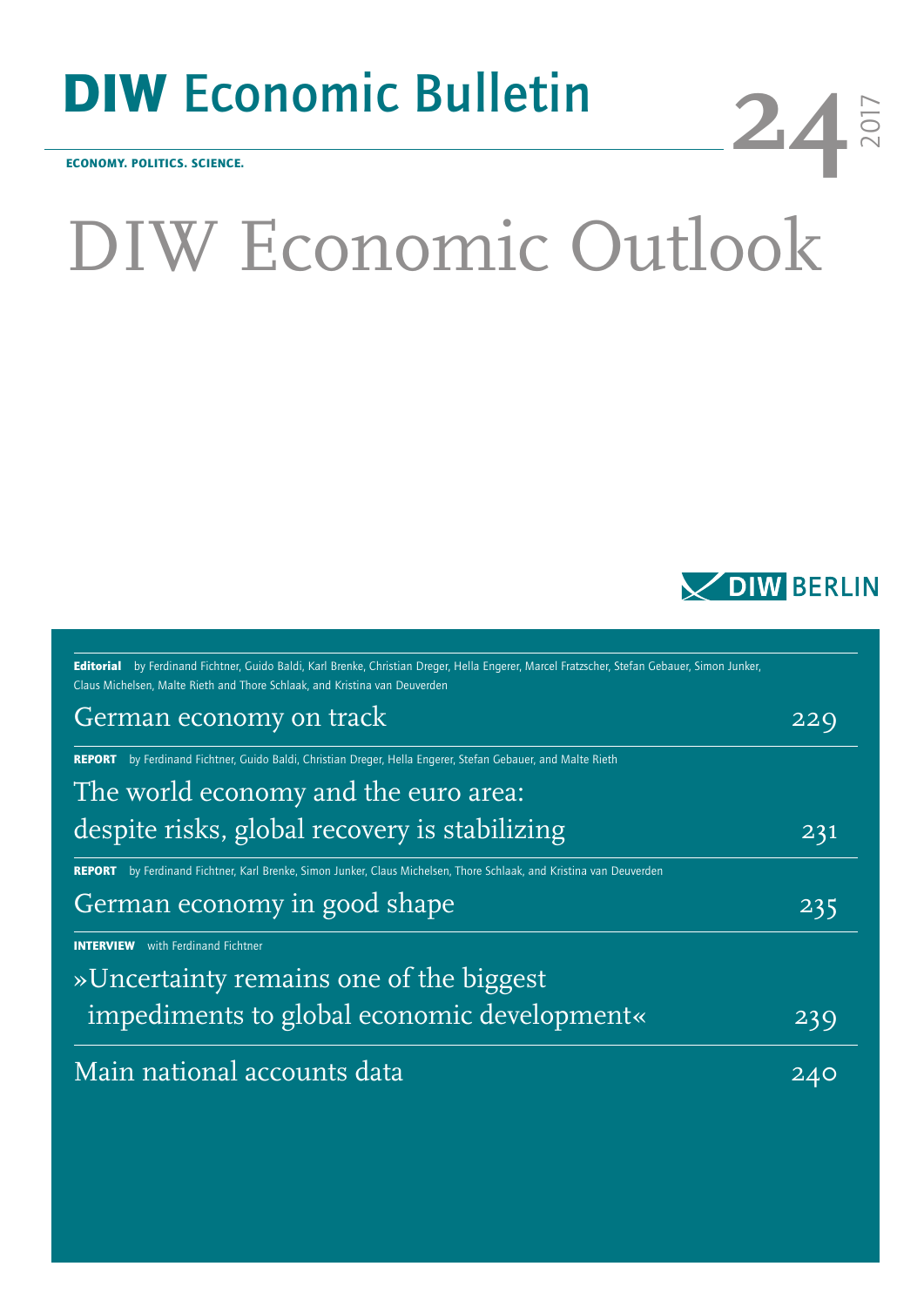# DIW Economic Bulletin

**ECONOMY. POLITICS. SCIENCE.**

24 2017

# DIW Economic Outlook

DIW BERLIN

**Editorial** by Ferdinand Fichtner, Guido Baldi, Karl Brenke, Christian Dreger, Hella Engerer, Marcel Fratzscher, Stefan Gebauer, Simon Junker, Claus Michelsen, Malte Rieth and Thore Schlaak, and Kristina van Deuverden

German economy on track — 229

**REPORT** by Ferdinand Fichtner, Guido Baldi, Christian Dreger, Hella Engerer, Stefan Gebauer, and Malte Rieth

The world economy and the euro area: despite risks, global recovery is stabilizing — 231

**REPORT** by Ferdinand Fichtner, Karl Brenke, Simon Junker, Claus Michelsen, Thore Schlaak, and Kristina van Deuverden

German economy in good shape — 235

**INTERVIEW** with Ferdinand Fichtner

»Uncertainty remains one of the biggest impediments to global economic development« — 239

Main national accounts data — 240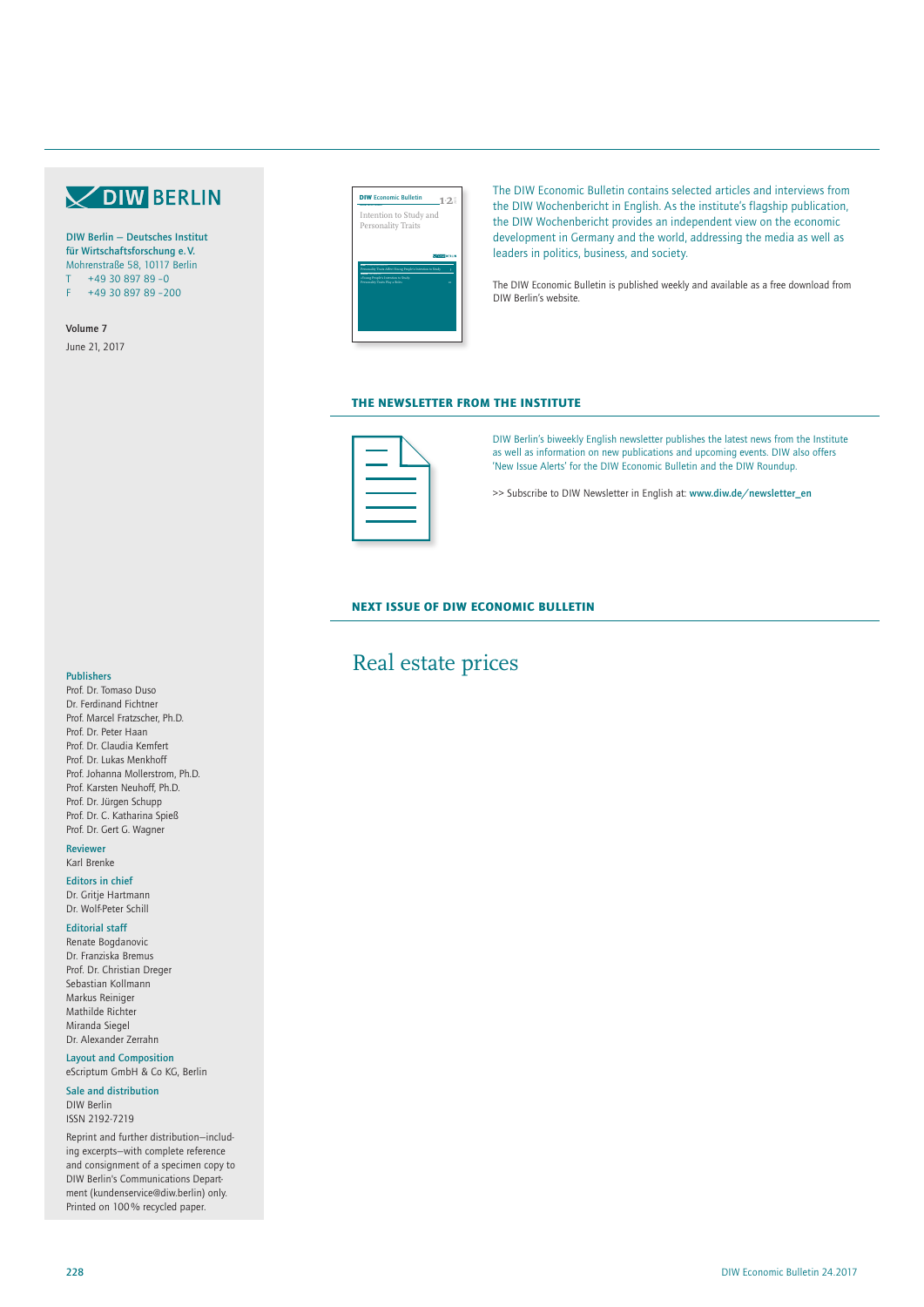DIW BERLIN

**DIW Berlin — Deutsches Institut für Wirtschaftsforschung e. V.**
Mohrenstraße 58, 10117 Berlin
T +49 30 897 89 -0
F +49 30 897 89 -200

**Volume 7**
June 21, 2017

**Publishers**
Prof. Dr. Tomaso Duso
Dr. Ferdinand Fichtner
Prof. Marcel Fratzscher, Ph.D.
Prof. Dr. Peter Haan
Prof. Dr. Claudia Kemfert
Prof. Dr. Lukas Menkhoff
Prof. Johanna Mollerstrom, Ph.D.
Prof. Karsten Neuhoff, Ph.D.
Prof. Dr. Jürgen Schupp
Prof. Dr. C. Katharina Spieß
Prof. Dr. Gert G. Wagner

**Reviewer**
Karl Brenke

**Editors in chief**
Dr. Gritje Hartmann
Dr. Wolf-Peter Schill

**Editorial staff**
Renate Bogdanovic
Dr. Franziska Bremus
Prof. Dr. Christian Dreger
Sebastian Kollmann
Markus Reiniger
Mathilde Richter
Miranda Siegel
Dr. Alexander Zerrahn

**Layout and Composition**
eScriptum GmbH & Co KG, Berlin

**Sale and distribution**
DIW Berlin
ISSN 2192-7219

Reprint and further distribution—including excerpts—with complete reference and consignment of a specimen copy to DIW Berlin's Communications Department (kundenservice@diw.berlin) only.
Printed on 100% recycled paper.

The DIW Economic Bulletin contains selected articles and interviews from the DIW Wochenbericht in English. As the institute's flagship publication, the DIW Wochenbericht provides an independent view on the economic development in Germany and the world, addressing the media as well as leaders in politics, business, and society.

The DIW Economic Bulletin is published weekly and available as a free download from DIW Berlin's website.

## THE NEWSLETTER FROM THE INSTITUTE

DIW Berlin's biweekly English newsletter publishes the latest news from the Institute as well as information on new publications and upcoming events. DIW also offers 'New Issue Alerts' for the DIW Economic Bulletin and the DIW Roundup.

>> Subscribe to DIW Newsletter in English at: **www.diw.de/newsletter_en**

## NEXT ISSUE OF DIW ECONOMIC BULLETIN

# Real estate prices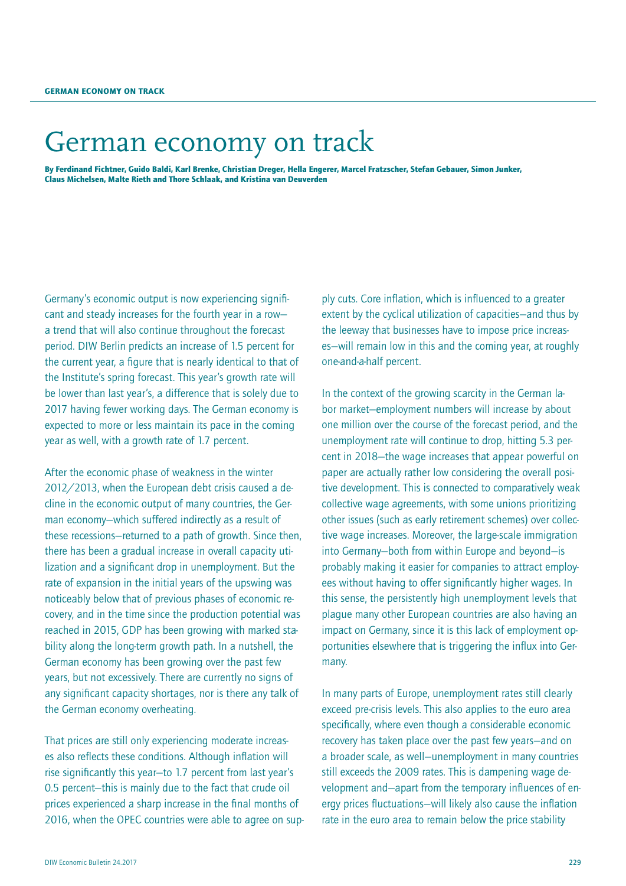# German economy on track

**By Ferdinand Fichtner, Guido Baldi, Karl Brenke, Christian Dreger, Hella Engerer, Marcel Fratzscher, Stefan Gebauer, Simon Junker, Claus Michelsen, Malte Rieth and Thore Schlaak, and Kristina van Deuverden**

Germany's economic output is now experiencing significant and steady increases for the fourth year in a row—a trend that will also continue throughout the forecast period. DIW Berlin predicts an increase of 1.5 percent for the current year, a figure that is nearly identical to that of the Institute's spring forecast. This year's growth rate will be lower than last year's, a difference that is solely due to 2017 having fewer working days. The German economy is expected to more or less maintain its pace in the coming year as well, with a growth rate of 1.7 percent.

After the economic phase of weakness in the winter 2012/2013, when the European debt crisis caused a decline in the economic output of many countries, the German economy—which suffered indirectly as a result of these recessions—returned to a path of growth. Since then, there has been a gradual increase in overall capacity utilization and a significant drop in unemployment. But the rate of expansion in the initial years of the upswing was noticeably below that of previous phases of economic recovery, and in the time since the production potential was reached in 2015, GDP has been growing with marked stability along the long-term growth path. In a nutshell, the German economy has been growing over the past few years, but not excessively. There are currently no signs of any significant capacity shortages, nor is there any talk of the German economy overheating.

That prices are still only experiencing moderate increases also reflects these conditions. Although inflation will rise significantly this year—to 1.7 percent from last year's 0.5 percent—this is mainly due to the fact that crude oil prices experienced a sharp increase in the final months of 2016, when the OPEC countries were able to agree on supply cuts. Core inflation, which is influenced to a greater extent by the cyclical utilization of capacities—and thus by the leeway that businesses have to impose price increases—will remain low in this and the coming year, at roughly one-and-a-half percent.

In the context of the growing scarcity in the German labor market—employment numbers will increase by about one million over the course of the forecast period, and the unemployment rate will continue to drop, hitting 5.3 percent in 2018—the wage increases that appear powerful on paper are actually rather low considering the overall positive development. This is connected to comparatively weak collective wage agreements, with some unions prioritizing other issues (such as early retirement schemes) over collective wage increases. Moreover, the large-scale immigration into Germany—both from within Europe and beyond—is probably making it easier for companies to attract employees without having to offer significantly higher wages. In this sense, the persistently high unemployment levels that plague many other European countries are also having an impact on Germany, since it is this lack of employment opportunities elsewhere that is triggering the influx into Germany.

In many parts of Europe, unemployment rates still clearly exceed pre-crisis levels. This also applies to the euro area specifically, where even though a considerable economic recovery has taken place over the past few years—and on a broader scale, as well—unemployment in many countries still exceeds the 2009 rates. This is dampening wage development and—apart from the temporary influences of energy prices fluctuations—will likely also cause the inflation rate in the euro area to remain below the price stability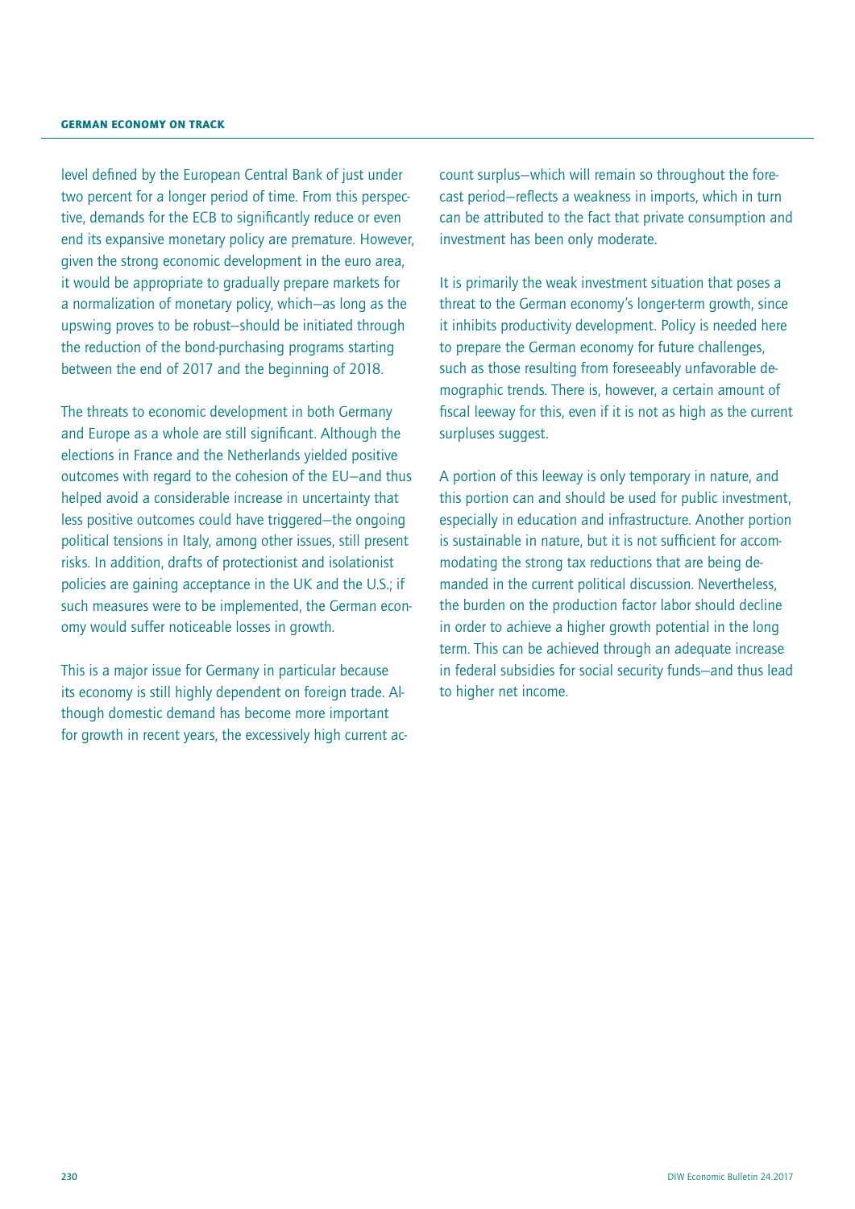level defined by the European Central Bank of just under two percent for a longer period of time. From this perspective, demands for the ECB to significantly reduce or even end its expansive monetary policy are premature. However, given the strong economic development in the euro area, it would be appropriate to gradually prepare markets for a normalization of monetary policy, which—as long as the upswing proves to be robust—should be initiated through the reduction of the bond-purchasing programs starting between the end of 2017 and the beginning of 2018.

The threats to economic development in both Germany and Europe as a whole are still significant. Although the elections in France and the Netherlands yielded positive outcomes with regard to the cohesion of the EU—and thus helped avoid a considerable increase in uncertainty that less positive outcomes could have triggered—the ongoing political tensions in Italy, among other issues, still present risks. In addition, drafts of protectionist and isolationist policies are gaining acceptance in the UK and the U.S.; if such measures were to be implemented, the German economy would suffer noticeable losses in growth.

This is a major issue for Germany in particular because its economy is still highly dependent on foreign trade. Although domestic demand has become more important for growth in recent years, the excessively high current account surplus—which will remain so throughout the forecast period—reflects a weakness in imports, which in turn can be attributed to the fact that private consumption and investment has been only moderate.

It is primarily the weak investment situation that poses a threat to the German economy's longer-term growth, since it inhibits productivity development. Policy is needed here to prepare the German economy for future challenges, such as those resulting from foreseeably unfavorable demographic trends. There is, however, a certain amount of fiscal leeway for this, even if it is not as high as the current surpluses suggest.

A portion of this leeway is only temporary in nature, and this portion can and should be used for public investment, especially in education and infrastructure. Another portion is sustainable in nature, but it is not sufficient for accommodating the strong tax reductions that are being demanded in the current political discussion. Nevertheless, the burden on the production factor labor should decline in order to achieve a higher growth potential in the long term. This can be achieved through an adequate increase in federal subsidies for social security funds—and thus lead to higher net income.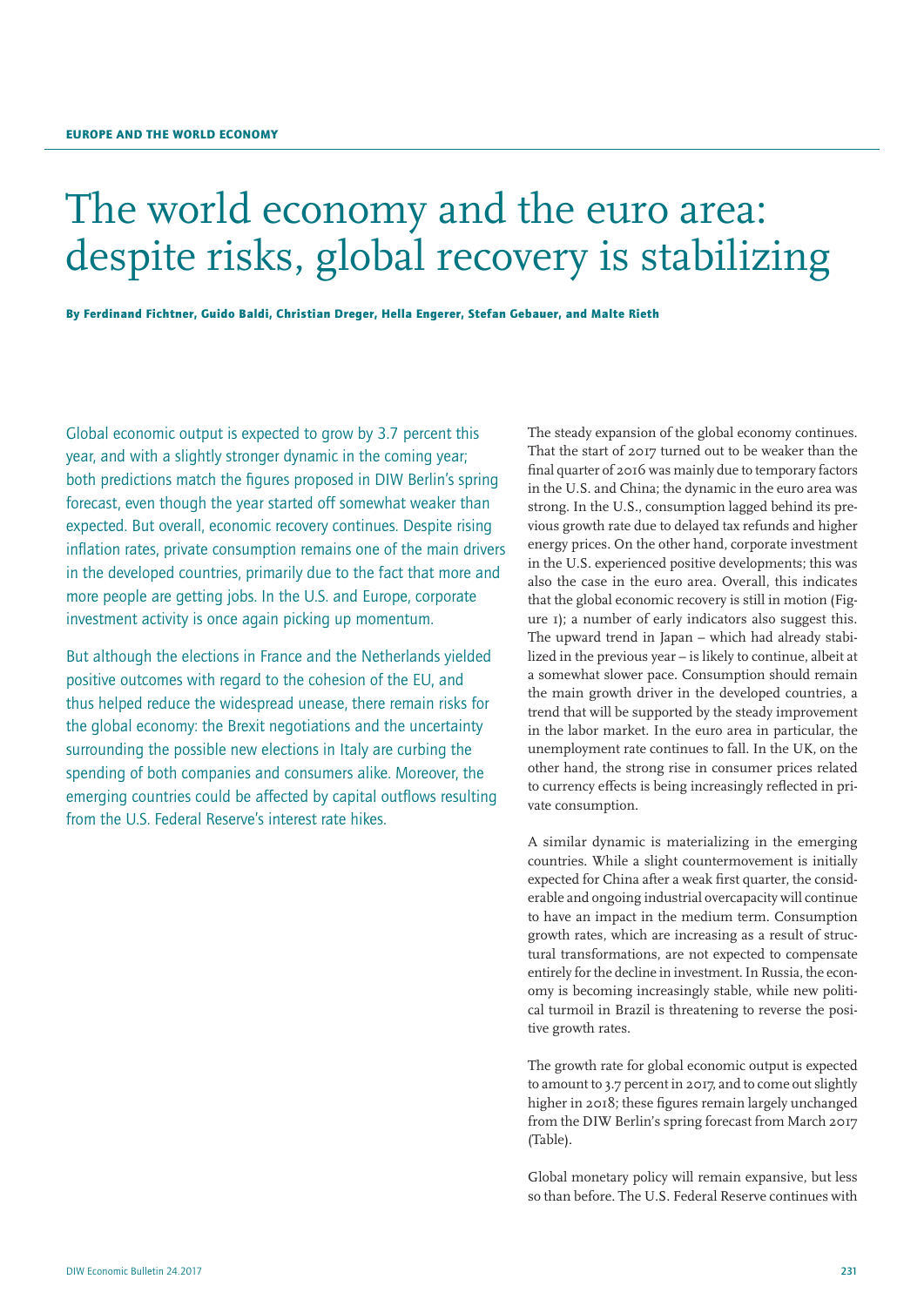# The world economy and the euro area: despite risks, global recovery is stabilizing

**By Ferdinand Fichtner, Guido Baldi, Christian Dreger, Hella Engerer, Stefan Gebauer, and Malte Rieth**

Global economic output is expected to grow by 3.7 percent this year, and with a slightly stronger dynamic in the coming year; both predictions match the figures proposed in DIW Berlin's spring forecast, even though the year started off somewhat weaker than expected. But overall, economic recovery continues. Despite rising inflation rates, private consumption remains one of the main drivers in the developed countries, primarily due to the fact that more and more people are getting jobs. In the U.S. and Europe, corporate investment activity is once again picking up momentum.

But although the elections in France and the Netherlands yielded positive outcomes with regard to the cohesion of the EU, and thus helped reduce the widespread unease, there remain risks for the global economy: the Brexit negotiations and the uncertainty surrounding the possible new elections in Italy are curbing the spending of both companies and consumers alike. Moreover, the emerging countries could be affected by capital outflows resulting from the U.S. Federal Reserve's interest rate hikes.

The steady expansion of the global economy continues. That the start of 2017 turned out to be weaker than the final quarter of 2016 was mainly due to temporary factors in the U.S. and China; the dynamic in the euro area was strong. In the U.S., consumption lagged behind its previous growth rate due to delayed tax refunds and higher energy prices. On the other hand, corporate investment in the U.S. experienced positive developments; this was also the case in the euro area. Overall, this indicates that the global economic recovery is still in motion (Figure 1); a number of early indicators also suggest this. The upward trend in Japan – which had already stabilized in the previous year – is likely to continue, albeit at a somewhat slower pace. Consumption should remain the main growth driver in the developed countries, a trend that will be supported by the steady improvement in the labor market. In the euro area in particular, the unemployment rate continues to fall. In the UK, on the other hand, the strong rise in consumer prices related to currency effects is being increasingly reflected in private consumption.

A similar dynamic is materializing in the emerging countries. While a slight countermovement is initially expected for China after a weak first quarter, the considerable and ongoing industrial overcapacity will continue to have an impact in the medium term. Consumption growth rates, which are increasing as a result of structural transformations, are not expected to compensate entirely for the decline in investment. In Russia, the economy is becoming increasingly stable, while new political turmoil in Brazil is threatening to reverse the positive growth rates.

The growth rate for global economic output is expected to amount to 3.7 percent in 2017, and to come out slightly higher in 2018; these figures remain largely unchanged from the DIW Berlin's spring forecast from March 2017 (Table).

Global monetary policy will remain expansive, but less so than before. The U.S. Federal Reserve continues with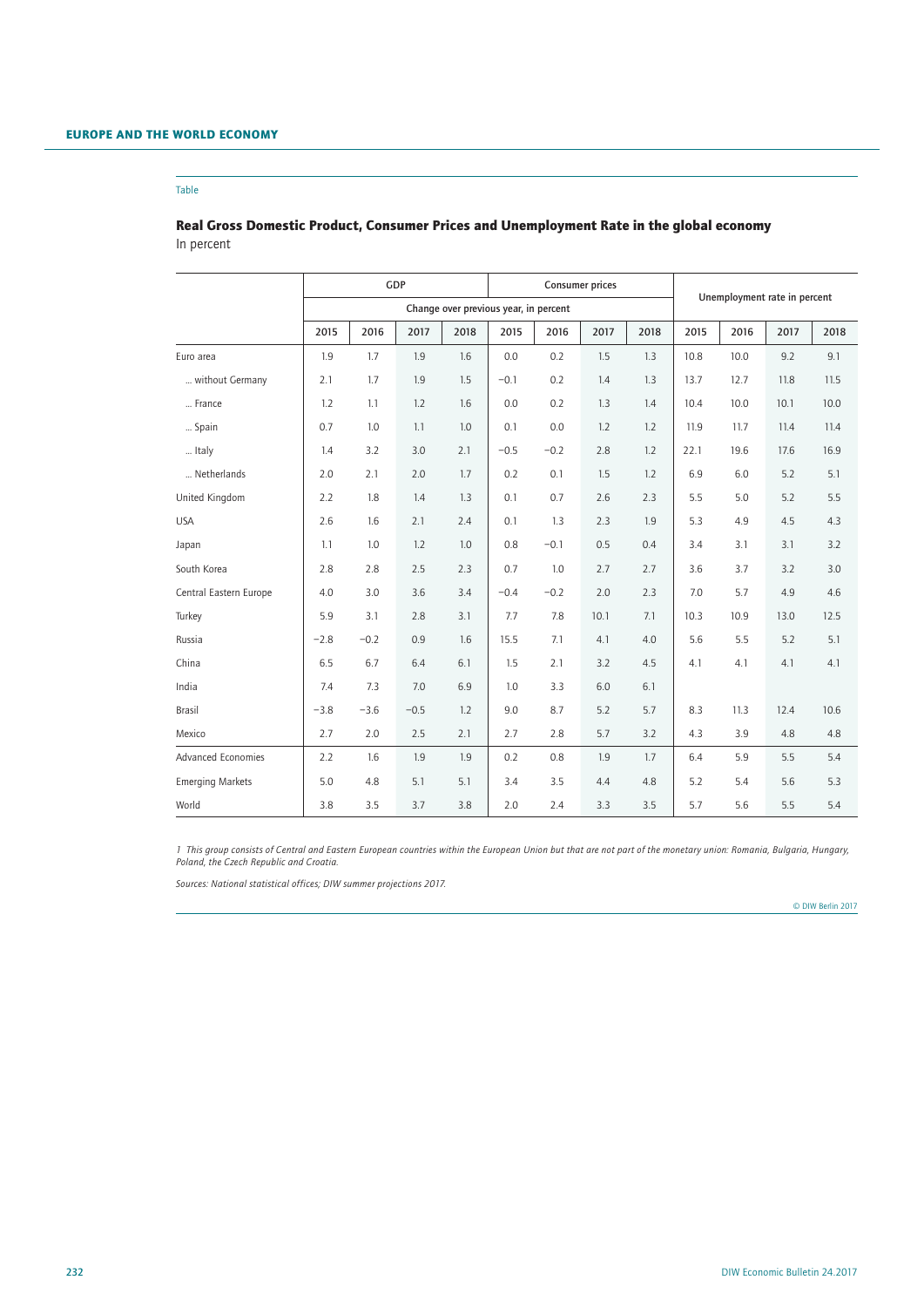Table

## Real Gross Domestic Product, Consumer Prices and Unemployment Rate in the global economy

In percent

| | GDP | | | | Consumer prices | | | | Unemployment rate in percent | | | |
|---|---|---|---|---|---|---|---|---|---|---|---|---|
| | Change over previous year, in percent | | | | | | | | | | | |
| | 2015 | 2016 | 2017 | 2018 | 2015 | 2016 | 2017 | 2018 | 2015 | 2016 | 2017 | 2018 |
| Euro area | 1.9 | 1.7 | 1.9 | 1.6 | 0.0 | 0.2 | 1.5 | 1.3 | 10.8 | 10.0 | 9.2 | 9.1 |
| ... without Germany | 2.1 | 1.7 | 1.9 | 1.5 | −0.1 | 0.2 | 1.4 | 1.3 | 13.7 | 12.7 | 11.8 | 11.5 |
| ... France | 1.2 | 1.1 | 1.2 | 1.6 | 0.0 | 0.2 | 1.3 | 1.4 | 10.4 | 10.0 | 10.1 | 10.0 |
| ... Spain | 0.7 | 1.0 | 1.1 | 1.0 | 0.1 | 0.0 | 1.2 | 1.2 | 11.9 | 11.7 | 11.4 | 11.4 |
| ... Italy | 1.4 | 3.2 | 3.0 | 2.1 | −0.5 | −0.2 | 2.8 | 1.2 | 22.1 | 19.6 | 17.6 | 16.9 |
| ... Netherlands | 2.0 | 2.1 | 2.0 | 1.7 | 0.2 | 0.1 | 1.5 | 1.2 | 6.9 | 6.0 | 5.2 | 5.1 |
| United Kingdom | 2.2 | 1.8 | 1.4 | 1.3 | 0.1 | 0.7 | 2.6 | 2.3 | 5.5 | 5.0 | 5.2 | 5.5 |
| USA | 2.6 | 1.6 | 2.1 | 2.4 | 0.1 | 1.3 | 2.3 | 1.9 | 5.3 | 4.9 | 4.5 | 4.3 |
| Japan | 1.1 | 1.0 | 1.2 | 1.0 | 0.8 | −0.1 | 0.5 | 0.4 | 3.4 | 3.1 | 3.1 | 3.2 |
| South Korea | 2.8 | 2.8 | 2.5 | 2.3 | 0.7 | 1.0 | 2.7 | 2.7 | 3.6 | 3.7 | 3.2 | 3.0 |
| Central Eastern Europe | 4.0 | 3.0 | 3.6 | 3.4 | −0.4 | −0.2 | 2.0 | 2.3 | 7.0 | 5.7 | 4.9 | 4.6 |
| Turkey | 5.9 | 3.1 | 2.8 | 3.1 | 7.7 | 7.8 | 10.1 | 7.1 | 10.3 | 10.9 | 13.0 | 12.5 |
| Russia | −2.8 | −0.2 | 0.9 | 1.6 | 15.5 | 7.1 | 4.1 | 4.0 | 5.6 | 5.5 | 5.2 | 5.1 |
| China | 6.5 | 6.7 | 6.4 | 6.1 | 1.5 | 2.1 | 3.2 | 4.5 | 4.1 | 4.1 | 4.1 | 4.1 |
| India | 7.4 | 7.3 | 7.0 | 6.9 | 1.0 | 3.3 | 6.0 | 6.1 | | | | |
| Brasil | −3.8 | −3.6 | −0.5 | 1.2 | 9.0 | 8.7 | 5.2 | 5.7 | 8.3 | 11.3 | 12.4 | 10.6 |
| Mexico | 2.7 | 2.0 | 2.5 | 2.1 | 2.7 | 2.8 | 5.7 | 3.2 | 4.3 | 3.9 | 4.8 | 4.8 |
| Advanced Economies | 2.2 | 1.6 | 1.9 | 1.9 | 0.2 | 0.8 | 1.9 | 1.7 | 6.4 | 5.9 | 5.5 | 5.4 |
| Emerging Markets | 5.0 | 4.8 | 5.1 | 5.1 | 3.4 | 3.5 | 4.4 | 4.8 | 5.2 | 5.4 | 5.6 | 5.3 |
| World | 3.8 | 3.5 | 3.7 | 3.8 | 2.0 | 2.4 | 3.3 | 3.5 | 5.7 | 5.6 | 5.5 | 5.4 |

*1 This group consists of Central and Eastern European countries within the European Union but that are not part of the monetary union: Romania, Bulgaria, Hungary, Poland, the Czech Republic and Croatia.*

*Sources: National statistical offices; DIW summer projections 2017.*

© DIW Berlin 2017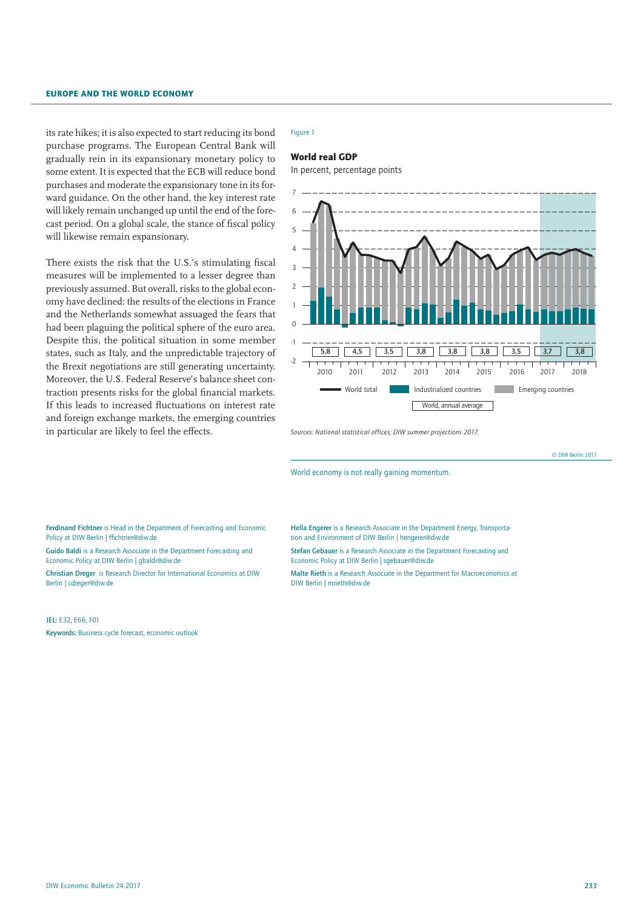its rate hikes; it is also expected to start reducing its bond purchase programs. The European Central Bank will gradually rein in its expansionary monetary policy to some extent. It is expected that the ECB will reduce bond purchases and moderate the expansionary tone in its forward guidance. On the other hand, the key interest rate will likely remain unchanged up until the end of the forecast period. On a global scale, the stance of fiscal policy will likewise remain expansionary.

There exists the risk that the U.S.'s stimulating fiscal measures will be implemented to a lesser degree than previously assumed. But overall, risks to the global economy have declined: the results of the elections in France and the Netherlands somewhat assuaged the fears that had been plaguing the political sphere of the euro area. Despite this, the political situation in some member states, such as Italy, and the unpredictable trajectory of the Brexit negotiations are still generating uncertainty. Moreover, the U.S. Federal Reserve's balance sheet contraction presents risks for the global financial markets. If this leads to increased fluctuations on interest rate and foreign exchange markets, the emerging countries in particular are likely to feel the effects.

Figure 1

**World real GDP**

In percent, percentage points

| | 2010 | 2011 | 2012 | 2013 | 2014 | 2015 | 2016 | 2017 | 2018 |
|---|---|---|---|---|---|---|---|---|---|
| World, annual average | 5,8 | 4,5 | 3,5 | 3,8 | 3,8 | 3,8 | 3,5 | 3,7 | 3,8 |

Legend: World total; Industrialized countries; Emerging countries; World, annual average

*Sources: National statistical offices; DIW summer projections 2017.*

© DIW Berlin 2017

World economy is not really gaining momentum.

Ferdinand Fichtner is Head in the Department of Forecasting and Economic Policy at DIW Berlin | ffichtner@diw.de

Guido Baldi is a Research Associate in the Department Forecasting and Economic Policy at DIW Berlin | gbaldi@diw.de

Christian Dreger is Research Director for International Economics at DIW Berlin | cdreger@diw.de

Hella Engerer is a Research Associate in the Department Energy, Transportation and Environment of DIW Berlin | hengerer@diw.de

Stefan Gebauer is a Research Associate in the Department Forecasting and Economic Policy at DIW Berlin | sgebauer@diw.de

Malte Rieth is a Research Associate in the Department for Macroeconomics at DIW Berlin | mrieth@diw.de

JEL: E32, E66, F01

Keywords: Business cycle forecast, economic outlook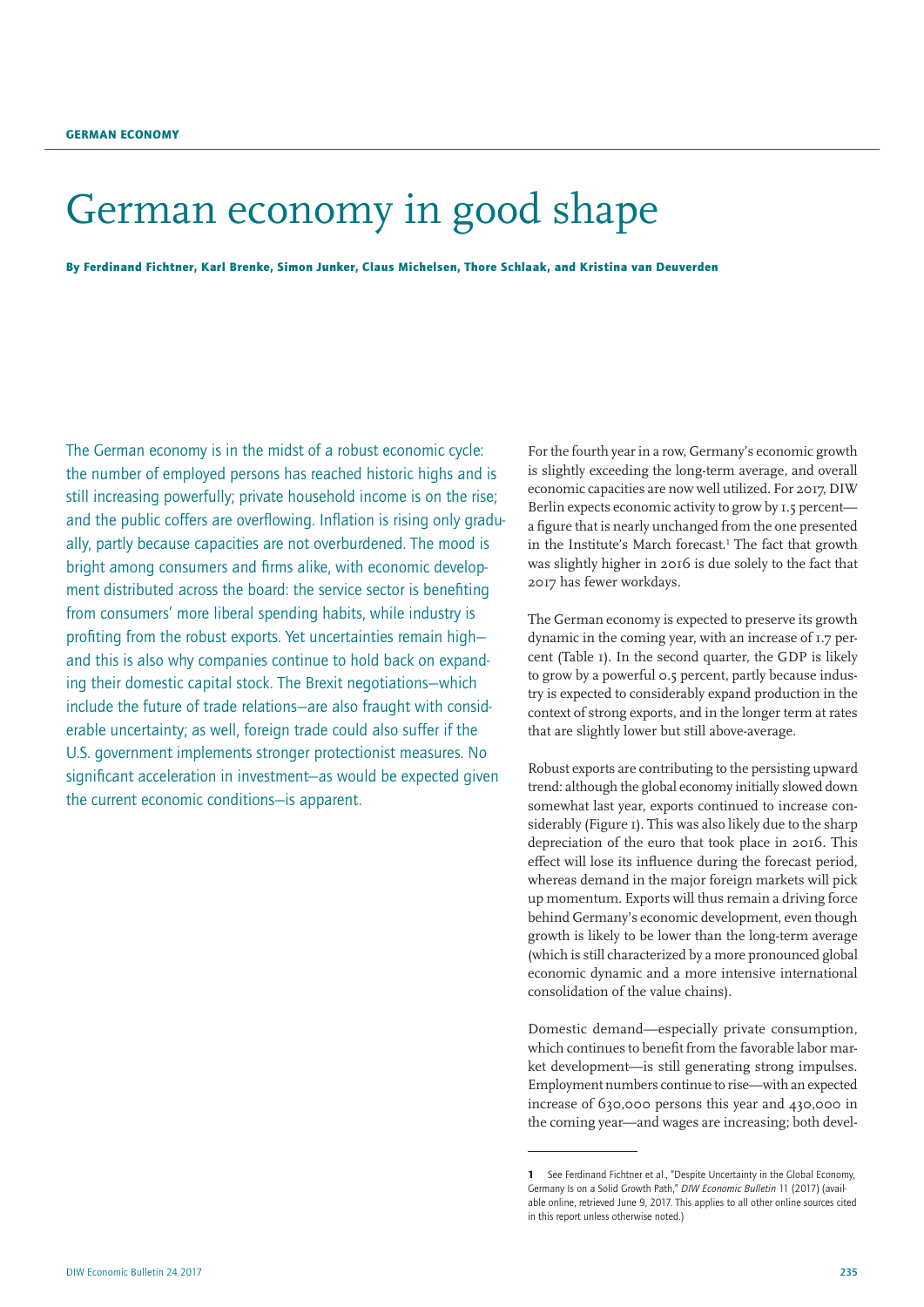GERMAN ECONOMY

# German economy in good shape

**By Ferdinand Fichtner, Karl Brenke, Simon Junker, Claus Michelsen, Thore Schlaak, and Kristina van Deuverden**

The German economy is in the midst of a robust economic cycle: the number of employed persons has reached historic highs and is still increasing powerfully; private household income is on the rise; and the public coffers are overflowing. Inflation is rising only gradually, partly because capacities are not overburdened. The mood is bright among consumers and firms alike, with economic development distributed across the board: the service sector is benefiting from consumers' more liberal spending habits, while industry is profiting from the robust exports. Yet uncertainties remain high—and this is also why companies continue to hold back on expanding their domestic capital stock. The Brexit negotiations—which include the future of trade relations—are also fraught with considerable uncertainty; as well, foreign trade could also suffer if the U.S. government implements stronger protectionist measures. No significant acceleration in investment—as would be expected given the current economic conditions—is apparent.

For the fourth year in a row, Germany's economic growth is slightly exceeding the long-term average, and overall economic capacities are now well utilized. For 2017, DIW Berlin expects economic activity to grow by 1.5 percent—a figure that is nearly unchanged from the one presented in the Institute's March forecast.[1] The fact that growth was slightly higher in 2016 is due solely to the fact that 2017 has fewer workdays.

The German economy is expected to preserve its growth dynamic in the coming year, with an increase of 1.7 percent (Table 1). In the second quarter, the GDP is likely to grow by a powerful 0.5 percent, partly because industry is expected to considerably expand production in the context of strong exports, and in the longer term at rates that are slightly lower but still above-average.

Robust exports are contributing to the persisting upward trend: although the global economy initially slowed down somewhat last year, exports continued to increase considerably (Figure 1). This was also likely due to the sharp depreciation of the euro that took place in 2016. This effect will lose its influence during the forecast period, whereas demand in the major foreign markets will pick up momentum. Exports will thus remain a driving force behind Germany's economic development, even though growth is likely to be lower than the long-term average (which is still characterized by a more pronounced global economic dynamic and a more intensive international consolidation of the value chains).

Domestic demand—especially private consumption, which continues to benefit from the favorable labor market development—is still generating strong impulses. Employment numbers continue to rise—with an expected increase of 630,000 persons this year and 430,000 in the coming year—and wages are increasing; both devel-

---

1 See Ferdinand Fichtner et al., "Despite Uncertainty in the Global Economy, Germany Is on a Solid Growth Path," *DIW Economic Bulletin* 11 (2017) (available online, retrieved June 9, 2017. This applies to all other online sources cited in this report unless otherwise noted.)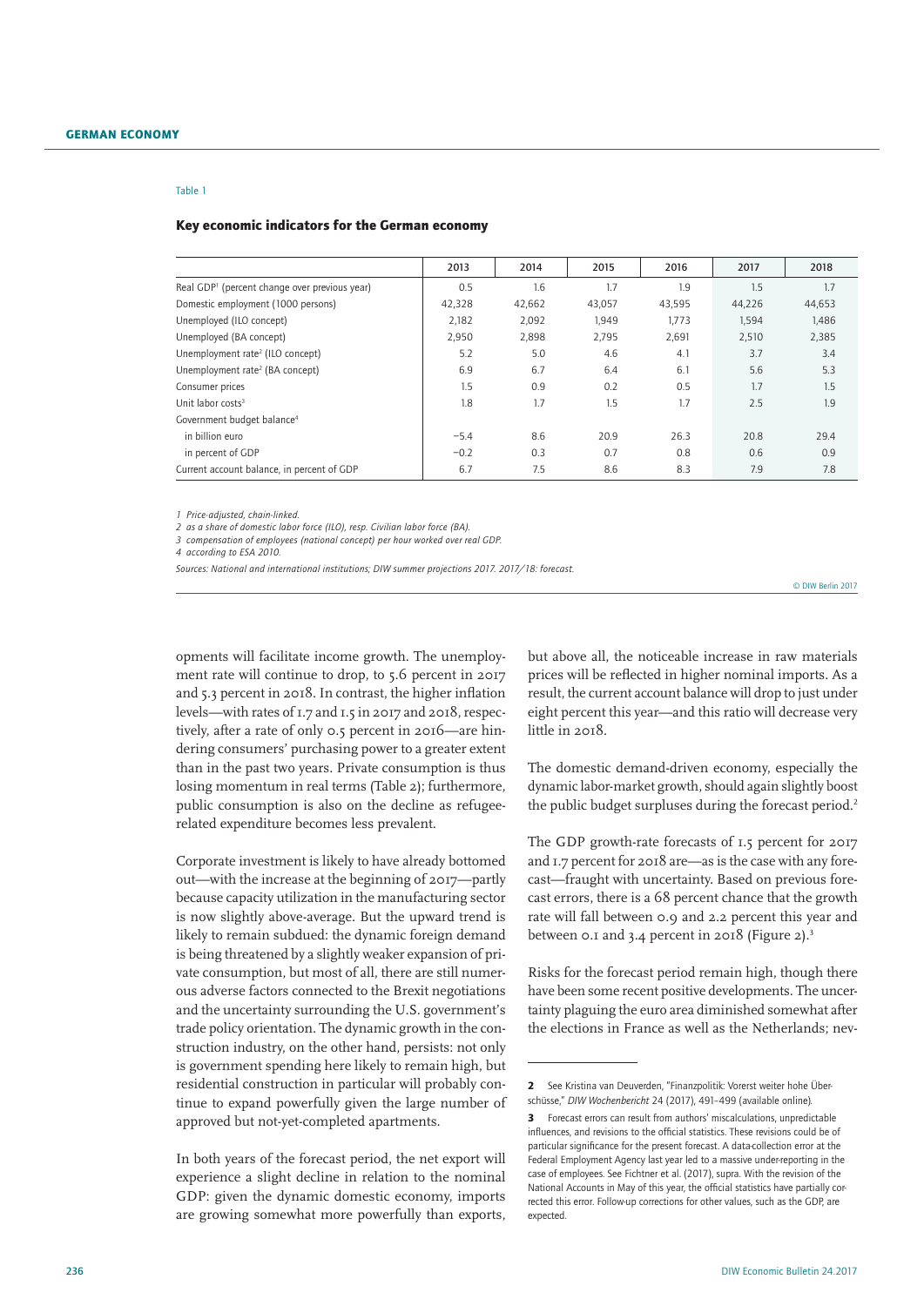Table 1

**Key economic indicators for the German economy**

| | 2013 | 2014 | 2015 | 2016 | 2017 | 2018 |
|---|---|---|---|---|---|---|
| Real GDP[1] (percent change over previous year) | 0.5 | 1.6 | 1.7 | 1.9 | 1.5 | 1.7 |
| Domestic employment (1000 persons) | 42,328 | 42,662 | 43,057 | 43,595 | 44,226 | 44,653 |
| Unemployed (ILO concept) | 2,182 | 2,092 | 1,949 | 1,773 | 1,594 | 1,486 |
| Unemployed (BA concept) | 2,950 | 2,898 | 2,795 | 2,691 | 2,510 | 2,385 |
| Unemployment rate[2] (ILO concept) | 5.2 | 5.0 | 4.6 | 4.1 | 3.7 | 3.4 |
| Unemployment rate[2] (BA concept) | 6.9 | 6.7 | 6.4 | 6.1 | 5.6 | 5.3 |
| Consumer prices | 1.5 | 0.9 | 0.2 | 0.5 | 1.7 | 1.5 |
| Unit labor costs[3] | 1.8 | 1.7 | 1.5 | 1.7 | 2.5 | 1.9 |
| Government budget balance[4] | | | | | | |
| in billion euro | −5.4 | 8.6 | 20.9 | 26.3 | 20.8 | 29.4 |
| in percent of GDP | −0.2 | 0.3 | 0.7 | 0.8 | 0.6 | 0.9 |
| Current account balance, in percent of GDP | 6.7 | 7.5 | 8.6 | 8.3 | 7.9 | 7.8 |

*1 Price-adjusted, chain-linked.*
*2 as a share of domestic labor force (ILO), resp. Civilian labor force (BA).*
*3 compensation of employees (national concept) per hour worked over real GDP.*
*4 according to ESA 2010.*

*Sources: National and international institutions; DIW summer projections 2017. 2017/18: forecast.*

© DIW Berlin 2017

opments will facilitate income growth. The unemployment rate will continue to drop, to 5.6 percent in 2017 and 5.3 percent in 2018. In contrast, the higher inflation levels—with rates of 1.7 and 1.5 in 2017 and 2018, respectively, after a rate of only 0.5 percent in 2016—are hindering consumers' purchasing power to a greater extent than in the past two years. Private consumption is thus losing momentum in real terms (Table 2); furthermore, public consumption is also on the decline as refugee-related expenditure becomes less prevalent.

Corporate investment is likely to have already bottomed out—with the increase at the beginning of 2017—partly because capacity utilization in the manufacturing sector is now slightly above-average. But the upward trend is likely to remain subdued: the dynamic foreign demand is being threatened by a slightly weaker expansion of private consumption, but most of all, there are still numerous adverse factors connected to the Brexit negotiations and the uncertainty surrounding the U.S. government's trade policy orientation. The dynamic growth in the construction industry, on the other hand, persists: not only is government spending here likely to remain high, but residential construction in particular will probably continue to expand powerfully given the large number of approved but not-yet-completed apartments.

In both years of the forecast period, the net export will experience a slight decline in relation to the nominal GDP: given the dynamic domestic economy, imports are growing somewhat more powerfully than exports, but above all, the noticeable increase in raw materials prices will be reflected in higher nominal imports. As a result, the current account balance will drop to just under eight percent this year—and this ratio will decrease very little in 2018.

The domestic demand-driven economy, especially the dynamic labor-market growth, should again slightly boost the public budget surpluses during the forecast period.[2]

The GDP growth-rate forecasts of 1.5 percent for 2017 and 1.7 percent for 2018 are—as is the case with any forecast—fraught with uncertainty. Based on previous forecast errors, there is a 68 percent chance that the growth rate will fall between 0.9 and 2.2 percent this year and between 0.1 and 3.4 percent in 2018 (Figure 2).[3]

Risks for the forecast period remain high, though there have been some recent positive developments. The uncertainty plaguing the euro area diminished somewhat after the elections in France as well as the Netherlands; nev-

---

**2** See Kristina van Deuverden, "Finanzpolitik: Vorerst weiter hohe Überschüsse," *DIW Wochenbericht* 24 (2017), 491–499 (available online).

**3** Forecast errors can result from authors' miscalculations, unpredictable influences, and revisions to the official statistics. These revisions could be of particular significance for the present forecast. A data-collection error at the Federal Employment Agency last year led to a massive under-reporting in the case of employees. See Fichtner et al. (2017), supra. With the revision of the National Accounts in May of this year, the official statistics have partially corrected this error. Follow-up corrections for other values, such as the GDP, are expected.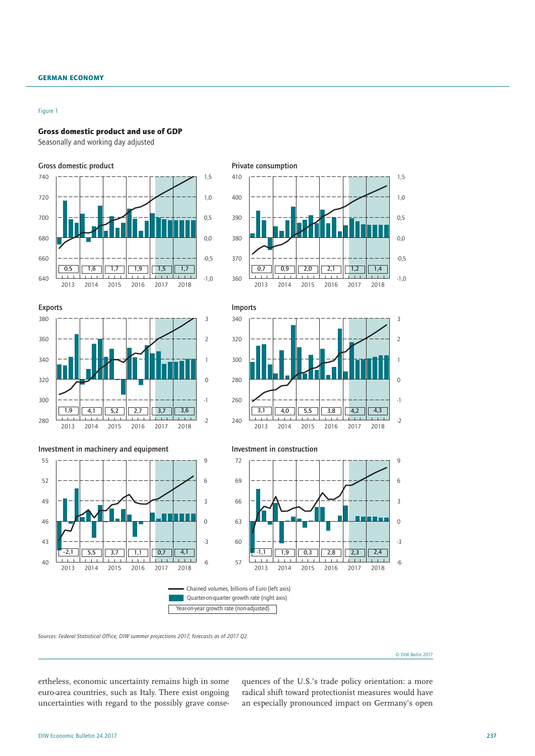Figure 1

**Gross domestic product and use of GDP**

Seasonally and working day adjusted

Gross domestic product

| 2013 | 2014 | 2015 | 2016 | 2017 | 2018 |
|---|---|---|---|---|---|
| 0,5 | 1,6 | 1,7 | 1,9 | 1,5 | 1,7 |

Private consumption

| 2013 | 2014 | 2015 | 2016 | 2017 | 2018 |
|---|---|---|---|---|---|
| 0,7 | 0,9 | 2,0 | 2,1 | 1,2 | 1,4 |

Exports

| 2013 | 2014 | 2015 | 2016 | 2017 | 2018 |
|---|---|---|---|---|---|
| 1,9 | 4,1 | 5,2 | 2,7 | 3,7 | 3,6 |

Imports

| 2013 | 2014 | 2015 | 2016 | 2017 | 2018 |
|---|---|---|---|---|---|
| 3,1 | 4,0 | 5,5 | 3,8 | 4,2 | 4,3 |

Investment in machinery and equipment

| 2013 | 2014 | 2015 | 2016 | 2017 | 2018 |
|---|---|---|---|---|---|
| –2,1 | 5,5 | 3,7 | 1,1 | 0,7 | 4,1 |

Investment in construction

| 2013 | 2014 | 2015 | 2016 | 2017 | 2018 |
|---|---|---|---|---|---|
| -1,1 | 1,9 | 0,3 | 2,8 | 2,3 | 2,4 |

Chained volumes, billions of Euro (left axis)
Quarter-on-quarter growth rate (right axis)
Year-on-year growth rate (non-adjusted)

*Sources: Federal Statistical Office; DIW summer projections 2017, forecasts as of 2017 Q2.*

© DIW Berlin 2017

ertheless, economic uncertainty remains high in some euro-area countries, such as Italy. There exist ongoing uncertainties with regard to the possibly grave consequences of the U.S.'s trade policy orientation: a more radical shift toward protectionist measures would have an especially pronounced impact on Germany's open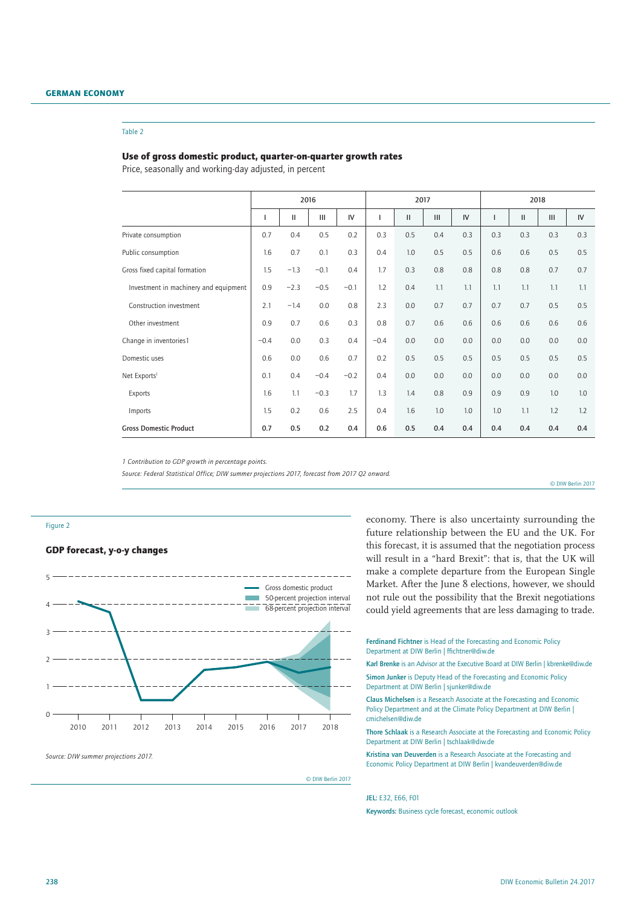Table 2

### Use of gross domestic product, quarter-on-quarter growth rates

Price, seasonally and working-day adjusted, in percent

| | 2016 | | | | 2017 | | | | 2018 | | | |
|---|---|---|---|---|---|---|---|---|---|---|---|---|
| | I | II | III | IV | I | II | III | IV | I | II | III | IV |
| Private consumption | 0.7 | 0.4 | 0.5 | 0.2 | 0.3 | 0.5 | 0.4 | 0.3 | 0.3 | 0.3 | 0.3 | 0.3 |
| Public consumption | 1.6 | 0.7 | 0.1 | 0.3 | 0.4 | 1.0 | 0.5 | 0.5 | 0.6 | 0.6 | 0.5 | 0.5 |
| Gross fixed capital formation | 1.5 | −1.3 | −0.1 | 0.4 | 1.7 | 0.3 | 0.8 | 0.8 | 0.8 | 0.8 | 0.7 | 0.7 |
| Investment in machinery and equipment | 0.9 | −2.3 | −0.5 | −0.1 | 1.2 | 0.4 | 1.1 | 1.1 | 1.1 | 1.1 | 1.1 | 1.1 |
| Construction investment | 2.1 | −1.4 | 0.0 | 0.8 | 2.3 | 0.0 | 0.7 | 0.7 | 0.7 | 0.7 | 0.5 | 0.5 |
| Other investment | 0.9 | 0.7 | 0.6 | 0.3 | 0.8 | 0.7 | 0.6 | 0.6 | 0.6 | 0.6 | 0.6 | 0.6 |
| Change in inventories[1] | −0.4 | 0.0 | 0.3 | 0.4 | −0.4 | 0.0 | 0.0 | 0.0 | 0.0 | 0.0 | 0.0 | 0.0 |
| Domestic uses | 0.6 | 0.0 | 0.6 | 0.7 | 0.2 | 0.5 | 0.5 | 0.5 | 0.5 | 0.5 | 0.5 | 0.5 |
| Net Exports[1] | 0.1 | 0.4 | −0.4 | −0.2 | 0.4 | 0.0 | 0.0 | 0.0 | 0.0 | 0.0 | 0.0 | 0.0 |
| Exports | 1.6 | 1.1 | −0.3 | 1.7 | 1.3 | 1.4 | 0.8 | 0.9 | 0.9 | 0.9 | 1.0 | 1.0 |
| Imports | 1.5 | 0.2 | 0.6 | 2.5 | 0.4 | 1.6 | 1.0 | 1.0 | 1.0 | 1.1 | 1.2 | 1.2 |
| **Gross Domestic Product** | **0.7** | **0.5** | **0.2** | **0.4** | **0.6** | **0.5** | **0.4** | **0.4** | **0.4** | **0.4** | **0.4** | **0.4** |

*1 Contribution to GDP growth in percentage points.*

*Source: Federal Statistical Office; DIW summer projections 2017, forecast from 2017 Q2 onward.*

© DIW Berlin 2017

Figure 2

### GDP forecast, y-o-y changes

*Source: DIW summer projections 2017.*

© DIW Berlin 2017

economy. There is also uncertainty surrounding the future relationship between the EU and the UK. For this forecast, it is assumed that the negotiation process will result in a "hard Brexit": that is, that the UK will make a complete departure from the European Single Market. After the June 8 elections, however, we should not rule out the possibility that the Brexit negotiations could yield agreements that are less damaging to trade.

**Ferdinand Fichtner** is Head of the Forecasting and Economic Policy Department at DIW Berlin | ffichtner@diw.de

**Karl Brenke** is an Advisor at the Executive Board at DIW Berlin | kbrenke@diw.de

**Simon Junker** is Deputy Head of the Forecasting and Economic Policy Department at DIW Berlin | sjunker@diw.de

**Claus Michelsen** is a Research Associate at the Forecasting and Economic Policy Department and at the Climate Policy Department at DIW Berlin | cmichelsen@diw.de

**Thore Schlaak** is a Research Associate at the Forecasting and Economic Policy Department at DIW Berlin | tschlaak@diw.de

**Kristina van Deuverden** is a Research Associate at the Forecasting and Economic Policy Department at DIW Berlin | kvandeuverden@diw.de

**JEL:** E32, E66, F01

**Keywords:** Business cycle forecast, economic outlook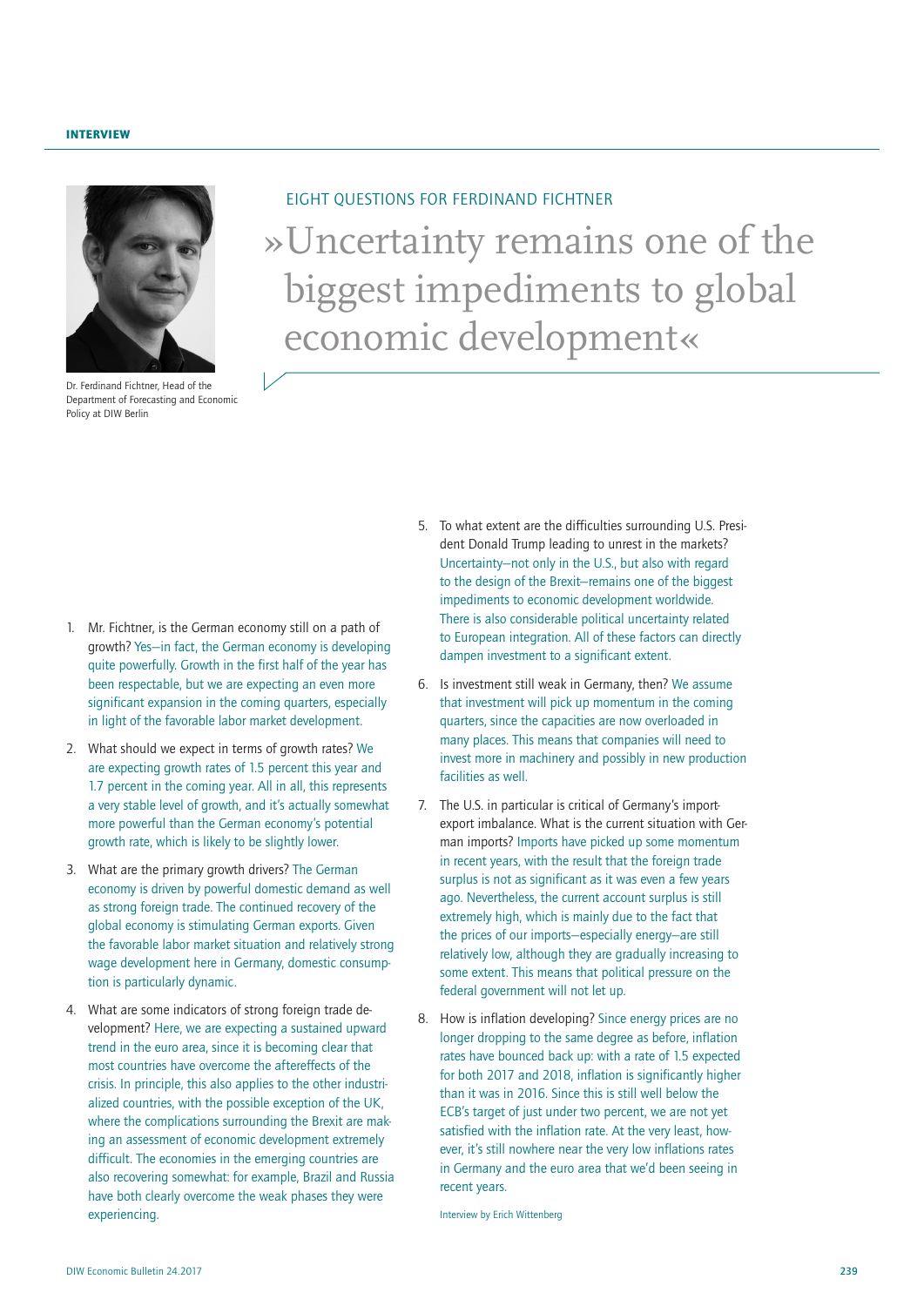INTERVIEW

Dr. Ferdinand Fichtner, Head of the Department of Forecasting and Economic Policy at DIW Berlin

EIGHT QUESTIONS FOR FERDINAND FICHTNER

# »Uncertainty remains one of the biggest impediments to global economic development«

1. Mr. Fichtner, is the German economy still on a path of growth? Yes—in fact, the German economy is developing quite powerfully. Growth in the first half of the year has been respectable, but we are expecting an even more significant expansion in the coming quarters, especially in light of the favorable labor market development.

2. What should we expect in terms of growth rates? We are expecting growth rates of 1.5 percent this year and 1.7 percent in the coming year. All in all, this represents a very stable level of growth, and it's actually somewhat more powerful than the German economy's potential growth rate, which is likely to be slightly lower.

3. What are the primary growth drivers? The German economy is driven by powerful domestic demand as well as strong foreign trade. The continued recovery of the global economy is stimulating German exports. Given the favorable labor market situation and relatively strong wage development here in Germany, domestic consumption is particularly dynamic.

4. What are some indicators of strong foreign trade development? Here, we are expecting a sustained upward trend in the euro area, since it is becoming clear that most countries have overcome the aftereffects of the crisis. In principle, this also applies to the other industrialized countries, with the possible exception of the UK, where the complications surrounding the Brexit are making an assessment of economic development extremely difficult. The economies in the emerging countries are also recovering somewhat: for example, Brazil and Russia have both clearly overcome the weak phases they were experiencing.

5. To what extent are the difficulties surrounding U.S. President Donald Trump leading to unrest in the markets? Uncertainty—not only in the U.S., but also with regard to the design of the Brexit—remains one of the biggest impediments to economic development worldwide. There is also considerable political uncertainty related to European integration. All of these factors can directly dampen investment to a significant extent.

6. Is investment still weak in Germany, then? We assume that investment will pick up momentum in the coming quarters, since the capacities are now overloaded in many places. This means that companies will need to invest more in machinery and possibly in new production facilities as well.

7. The U.S. in particular is critical of Germany's import-export imbalance. What is the current situation with German imports? Imports have picked up some momentum in recent years, with the result that the foreign trade surplus is not as significant as it was even a few years ago. Nevertheless, the current account surplus is still extremely high, which is mainly due to the fact that the prices of our imports—especially energy—are still relatively low, although they are gradually increasing to some extent. This means that political pressure on the federal government will not let up.

8. How is inflation developing? Since energy prices are no longer dropping to the same degree as before, inflation rates have bounced back up: with a rate of 1.5 expected for both 2017 and 2018, inflation is significantly higher than it was in 2016. Since this is still well below the ECB's target of just under two percent, we are not yet satisfied with the inflation rate. At the very least, however, it's still nowhere near the very low inflations rates in Germany and the euro area that we'd been seeing in recent years.

Interview by Erich Wittenberg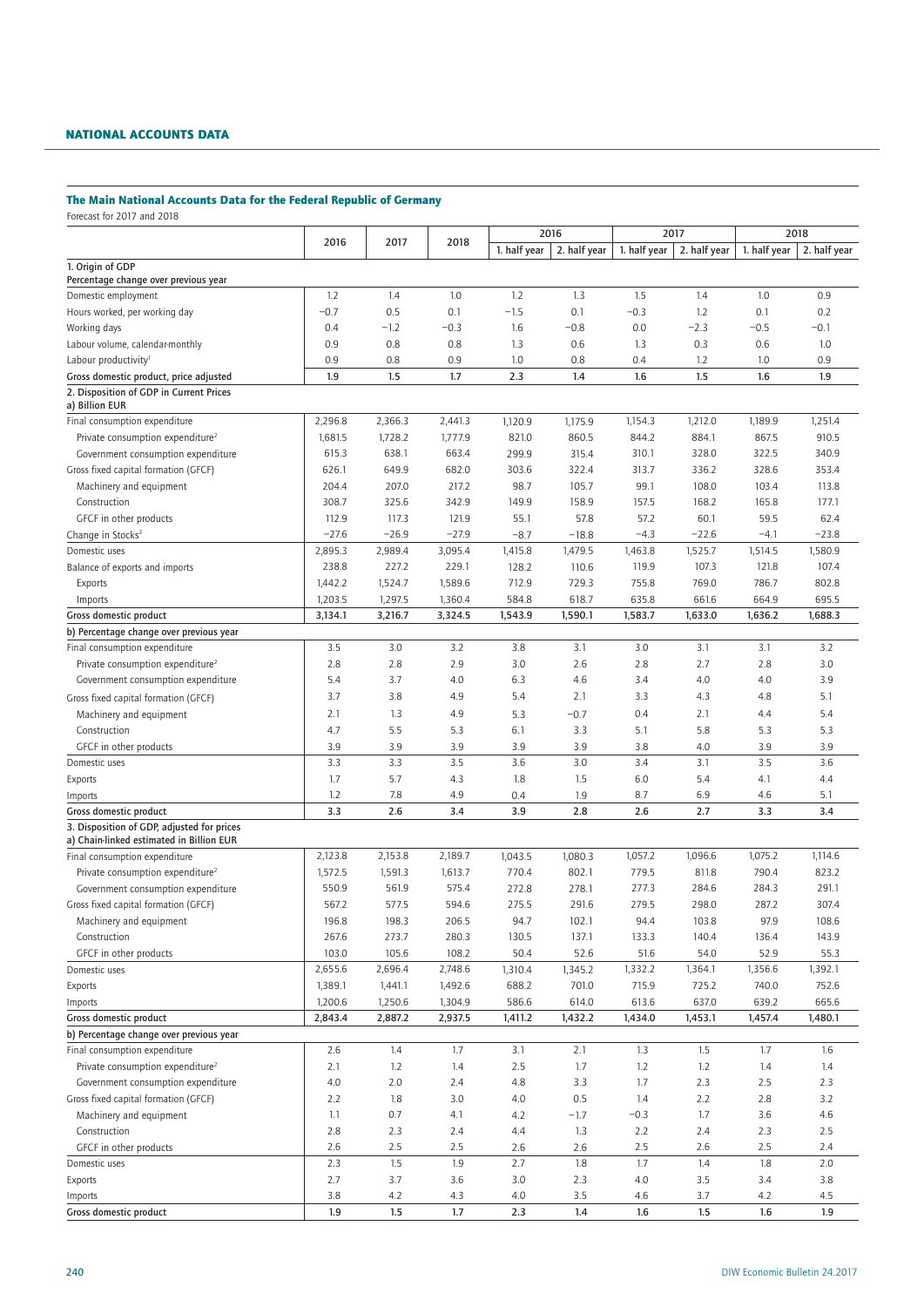## NATIONAL ACCOUNTS DATA

### The Main National Accounts Data for the Federal Republic of Germany

Forecast for 2017 and 2018

| | 2016 | 2017 | 2018 | 2016 | | 2017 | | 2018 | |
|---|---|---|---|---|---|---|---|---|---|
| | | | | 1. half year | 2. half year | 1. half year | 2. half year | 1. half year | 2. half year |
| **1. Origin of GDP** Percentage change over previous year | | | | | | | | | |
| Domestic employment | 1.2 | 1.4 | 1.0 | 1.2 | 1.3 | 1.5 | 1.4 | 1.0 | 0.9 |
| Hours worked, per working day | −0.7 | 0.5 | 0.1 | −1.5 | 0.1 | −0.3 | 1.2 | 0.1 | 0.2 |
| Working days | 0.4 | −1.2 | −0.3 | 1.6 | −0.8 | 0.0 | −2.3 | −0.5 | −0.1 |
| Labour volume, calendar-monthly | 0.9 | 0.8 | 0.8 | 1.3 | 0.6 | 1.3 | 0.3 | 0.6 | 1.0 |
| Labour productivity[1] | 0.9 | 0.8 | 0.9 | 1.0 | 0.8 | 0.4 | 1.2 | 1.0 | 0.9 |
| Gross domestic product, price adjusted | 1.9 | 1.5 | 1.7 | 2.3 | 1.4 | 1.6 | 1.5 | 1.6 | 1.9 |
| **2. Disposition of GDP in Current Prices** a) Billion EUR | | | | | | | | | |
| Final consumption expenditure | 2,296.8 | 2,366.3 | 2,441.3 | 1,120.9 | 1,175.9 | 1,154.3 | 1,212.0 | 1,189.9 | 1,251.4 |
| Private consumption expenditure[2] | 1,681.5 | 1,728.2 | 1,777.9 | 821.0 | 860.5 | 844.2 | 884.1 | 867.5 | 910.5 |
| Government consumption expenditure | 615.3 | 638.1 | 663.4 | 299.9 | 315.4 | 310.1 | 328.0 | 322.5 | 340.9 |
| Gross fixed capital formation (GFCF) | 626.1 | 649.9 | 682.0 | 303.6 | 322.4 | 313.7 | 336.2 | 328.6 | 353.4 |
| Machinery and equipment | 204.4 | 207.0 | 217.2 | 98.7 | 105.7 | 99.1 | 108.0 | 103.4 | 113.8 |
| Construction | 308.7 | 325.6 | 342.9 | 149.9 | 158.9 | 157.5 | 168.2 | 165.8 | 177.1 |
| GFCF in other products | 112.9 | 117.3 | 121.9 | 55.1 | 57.8 | 57.2 | 60.1 | 59.5 | 62.4 |
| Change in Stocks[3] | −27.6 | −26.9 | −27.9 | −8.7 | −18.8 | −4.3 | −22.6 | −4.1 | −23.8 |
| Domestic uses | 2,895.3 | 2,989.4 | 3,095.4 | 1,415.8 | 1,479.5 | 1,463.8 | 1,525.7 | 1,514.5 | 1,580.9 |
| Balance of exports and imports | 238.8 | 227.2 | 229.1 | 128.2 | 110.6 | 119.9 | 107.3 | 121.8 | 107.4 |
| Exports | 1,442.2 | 1,524.7 | 1,589.6 | 712.9 | 729.3 | 755.8 | 769.0 | 786.7 | 802.8 |
| Imports | 1,203.5 | 1,297.5 | 1,360.4 | 584.8 | 618.7 | 635.8 | 661.6 | 664.9 | 695.5 |
| Gross domestic product | 3,134.1 | 3,216.7 | 3,324.5 | 1,543.9 | 1,590.1 | 1,583.7 | 1,633.0 | 1,636.2 | 1,688.3 |
| b) Percentage change over previous year | | | | | | | | | |
| Final consumption expenditure | 3.5 | 3.0 | 3.2 | 3.8 | 3.1 | 3.0 | 3.1 | 3.1 | 3.2 |
| Private consumption expenditure[2] | 2.8 | 2.8 | 2.9 | 3.0 | 2.6 | 2.8 | 2.7 | 2.8 | 3.0 |
| Government consumption expenditure | 5.4 | 3.7 | 4.0 | 6.3 | 4.6 | 3.4 | 4.0 | 4.0 | 3.9 |
| Gross fixed capital formation (GFCF) | 3.7 | 3.8 | 4.9 | 5.4 | 2.1 | 3.3 | 4.3 | 4.8 | 5.1 |
| Machinery and equipment | 2.1 | 1.3 | 4.9 | 5.3 | −0.7 | 0.4 | 2.1 | 4.4 | 5.4 |
| Construction | 4.7 | 5.5 | 5.3 | 6.1 | 3.3 | 5.1 | 5.8 | 5.3 | 5.3 |
| GFCF in other products | 3.9 | 3.9 | 3.9 | 3.9 | 3.9 | 3.8 | 4.0 | 3.9 | 3.9 |
| Domestic uses | 3.3 | 3.3 | 3.5 | 3.6 | 3.0 | 3.4 | 3.1 | 3.5 | 3.6 |
| Exports | 1.7 | 5.7 | 4.3 | 1.8 | 1.5 | 6.0 | 5.4 | 4.1 | 4.4 |
| Imports | 1.2 | 7.8 | 4.9 | 0.4 | 1.9 | 8.7 | 6.9 | 4.6 | 5.1 |
| Gross domestic product | 3.3 | 2.6 | 3.4 | 3.9 | 2.8 | 2.6 | 2.7 | 3.3 | 3.4 |
| **3. Disposition of GDP, adjusted for prices** a) Chain-linked estimated in Billion EUR | | | | | | | | | |
| Final consumption expenditure | 2,123.8 | 2,153.8 | 2,189.7 | 1,043.5 | 1,080.3 | 1,057.2 | 1,096.6 | 1,075.2 | 1,114.6 |
| Private consumption expenditure[2] | 1,572.5 | 1,591.3 | 1,613.7 | 770.4 | 802.1 | 779.5 | 811.8 | 790.4 | 823.2 |
| Government consumption expenditure | 550.9 | 561.9 | 575.4 | 272.8 | 278.1 | 277.3 | 284.6 | 284.3 | 291.1 |
| Gross fixed capital formation (GFCF) | 567.2 | 577.5 | 594.6 | 275.5 | 291.6 | 279.5 | 298.0 | 287.2 | 307.4 |
| Machinery and equipment | 196.8 | 198.3 | 206.5 | 94.7 | 102.1 | 94.4 | 103.8 | 97.9 | 108.6 |
| Construction | 267.6 | 273.7 | 280.3 | 130.5 | 137.1 | 133.3 | 140.4 | 136.4 | 143.9 |
| GFCF in other products | 103.0 | 105.6 | 108.2 | 50.4 | 52.6 | 51.6 | 54.0 | 52.9 | 55.3 |
| Domestic uses | 2,655.6 | 2,696.4 | 2,748.6 | 1,310.4 | 1,345.2 | 1,332.2 | 1,364.1 | 1,356.6 | 1,392.1 |
| Exports | 1,389.1 | 1,441.1 | 1,492.6 | 688.2 | 701.0 | 715.9 | 725.2 | 740.0 | 752.6 |
| Imports | 1,200.6 | 1,250.6 | 1,304.9 | 586.6 | 614.0 | 613.6 | 637.0 | 639.2 | 665.6 |
| Gross domestic product | 2,843.4 | 2,887.2 | 2,937.5 | 1,411.2 | 1,432.2 | 1,434.0 | 1,453.1 | 1,457.4 | 1,480.1 |
| b) Percentage change over previous year | | | | | | | | | |
| Final consumption expenditure | 2.6 | 1.4 | 1.7 | 3.1 | 2.1 | 1.3 | 1.5 | 1.7 | 1.6 |
| Private consumption expenditure[2] | 2.1 | 1.2 | 1.4 | 2.5 | 1.7 | 1.2 | 1.2 | 1.4 | 1.4 |
| Government consumption expenditure | 4.0 | 2.0 | 2.4 | 4.8 | 3.3 | 1.7 | 2.3 | 2.5 | 2.3 |
| Gross fixed capital formation (GFCF) | 2.2 | 1.8 | 3.0 | 4.0 | 0.5 | 1.4 | 2.2 | 2.8 | 3.2 |
| Machinery and equipment | 1.1 | 0.7 | 4.1 | 4.2 | −1.7 | −0.3 | 1.7 | 3.6 | 4.6 |
| Construction | 2.8 | 2.3 | 2.4 | 4.4 | 1.3 | 2.2 | 2.4 | 2.3 | 2.5 |
| GFCF in other products | 2.6 | 2.5 | 2.5 | 2.6 | 2.6 | 2.5 | 2.6 | 2.5 | 2.4 |
| Domestic uses | 2.3 | 1.5 | 1.9 | 2.7 | 1.8 | 1.7 | 1.4 | 1.8 | 2.0 |
| Exports | 2.7 | 3.7 | 3.6 | 3.0 | 2.3 | 4.0 | 3.5 | 3.4 | 3.8 |
| Imports | 3.8 | 4.2 | 4.3 | 4.0 | 3.5 | 4.6 | 3.7 | 4.2 | 4.5 |
| Gross domestic product | 1.9 | 1.5 | 1.7 | 2.3 | 1.4 | 1.6 | 1.5 | 1.6 | 1.9 |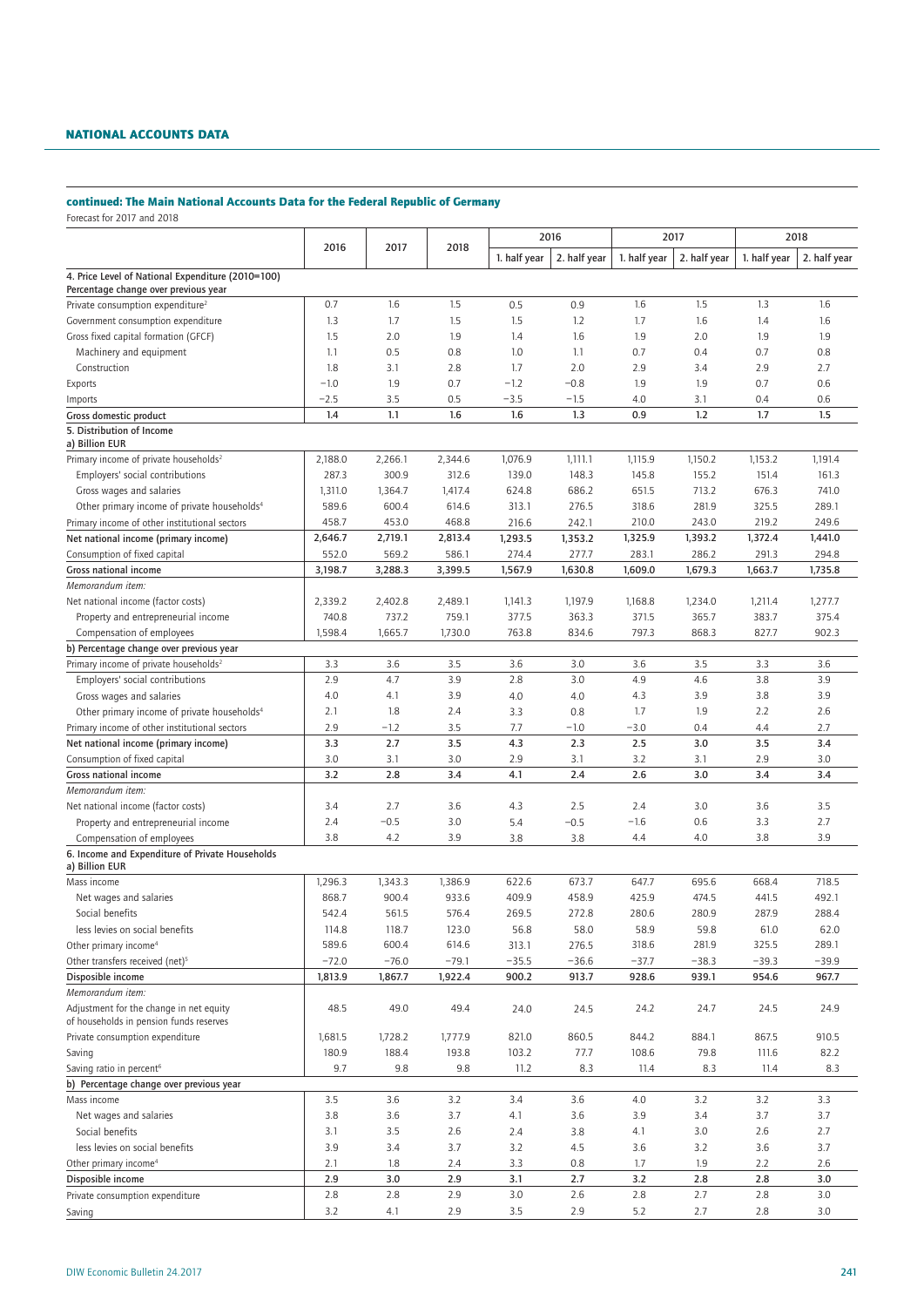## continued: The Main National Accounts Data for the Federal Republic of Germany

Forecast for 2017 and 2018

| | 2016 | 2017 | 2018 | 2016 | | 2017 | | 2018 | |
|---|---|---|---|---|---|---|---|---|---|
| | | | | 1. half year | 2. half year | 1. half year | 2. half year | 1. half year | 2. half year |
| **4. Price Level of National Expenditure (2010=100)** Percentage change over previous year | | | | | | | | | |
| Private consumption expenditure[2] | 0.7 | 1.6 | 1.5 | 0.5 | 0.9 | 1.6 | 1.5 | 1.3 | 1.6 |
| Government consumption expenditure | 1.3 | 1.7 | 1.5 | 1.5 | 1.2 | 1.7 | 1.6 | 1.4 | 1.6 |
| Gross fixed capital formation (GFCF) | 1.5 | 2.0 | 1.9 | 1.4 | 1.6 | 1.9 | 2.0 | 1.9 | 1.9 |
| Machinery and equipment | 1.1 | 0.5 | 0.8 | 1.0 | 1.1 | 0.7 | 0.4 | 0.7 | 0.8 |
| Construction | 1.8 | 3.1 | 2.8 | 1.7 | 2.0 | 2.9 | 3.4 | 2.9 | 2.7 |
| Exports | −1.0 | 1.9 | 0.7 | −1.2 | −0.8 | 1.9 | 1.9 | 0.7 | 0.6 |
| Imports | −2.5 | 3.5 | 0.5 | −3.5 | −1.5 | 4.0 | 3.1 | 0.4 | 0.6 |
| **Gross domestic product** | **1.4** | **1.1** | **1.6** | **1.6** | **1.3** | **0.9** | **1.2** | **1.7** | **1.5** |
| **5. Distribution of Income** a) Billion EUR | | | | | | | | | |
| Primary income of private households[2] | 2,188.0 | 2,266.1 | 2,344.6 | 1,076.9 | 1,111.1 | 1,115.9 | 1,150.2 | 1,153.2 | 1,191.4 |
| Employers' social contributions | 287.3 | 300.9 | 312.6 | 139.0 | 148.3 | 145.8 | 155.2 | 151.4 | 161.3 |
| Gross wages and salaries | 1,311.0 | 1,364.7 | 1,417.4 | 624.8 | 686.2 | 651.5 | 713.2 | 676.3 | 741.0 |
| Other primary income of private households[4] | 589.6 | 600.4 | 614.6 | 313.1 | 276.5 | 318.6 | 281.9 | 325.5 | 289.1 |
| Primary income of other institutional sectors | 458.7 | 453.0 | 468.8 | 216.6 | 242.1 | 210.0 | 243.0 | 219.2 | 249.6 |
| **Net national income (primary income)** | **2,646.7** | **2,719.1** | **2,813.4** | **1,293.5** | **1,353.2** | **1,325.9** | **1,393.2** | **1,372.4** | **1,441.0** |
| Consumption of fixed capital | 552.0 | 569.2 | 586.1 | 274.4 | 277.7 | 283.1 | 286.2 | 291.3 | 294.8 |
| **Gross national income** | **3,198.7** | **3,288.3** | **3,399.5** | **1,567.9** | **1,630.8** | **1,609.0** | **1,679.3** | **1,663.7** | **1,735.8** |
| *Memorandum item:* | | | | | | | | | |
| Net national income (factor costs) | 2,339.2 | 2,402.8 | 2,489.1 | 1,141.3 | 1,197.9 | 1,168.8 | 1,234.0 | 1,211.4 | 1,277.7 |
| Property and entrepreneurial income | 740.8 | 737.2 | 759.1 | 377.5 | 363.3 | 371.5 | 365.7 | 383.7 | 375.4 |
| Compensation of employees | 1,598.4 | 1,665.7 | 1,730.0 | 763.8 | 834.6 | 797.3 | 868.3 | 827.7 | 902.3 |
| b) Percentage change over previous year | | | | | | | | | |
| Primary income of private households[2] | 3.3 | 3.6 | 3.5 | 3.6 | 3.0 | 3.6 | 3.5 | 3.3 | 3.6 |
| Employers' social contributions | 2.9 | 4.7 | 3.9 | 2.8 | 3.0 | 4.9 | 4.6 | 3.8 | 3.9 |
| Gross wages and salaries | 4.0 | 4.1 | 3.9 | 4.0 | 4.0 | 4.3 | 3.9 | 3.8 | 3.9 |
| Other primary income of private households[4] | 2.1 | 1.8 | 2.4 | 3.3 | 0.8 | 1.7 | 1.9 | 2.2 | 2.6 |
| Primary income of other institutional sectors | 2.9 | −1.2 | 3.5 | 7.7 | −1.0 | −3.0 | 0.4 | 4.4 | 2.7 |
| **Net national income (primary income)** | **3.3** | **2.7** | **3.5** | **4.3** | **2.3** | **2.5** | **3.0** | **3.5** | **3.4** |
| Consumption of fixed capital | 3.0 | 3.1 | 3.0 | 2.9 | 3.1 | 3.2 | 3.1 | 2.9 | 3.0 |
| **Gross national income** | **3.2** | **2.8** | **3.4** | **4.1** | **2.4** | **2.6** | **3.0** | **3.4** | **3.4** |
| *Memorandum item:* | | | | | | | | | |
| Net national income (factor costs) | 3.4 | 2.7 | 3.6 | 4.3 | 2.5 | 2.4 | 3.0 | 3.6 | 3.5 |
| Property and entrepreneurial income | 2.4 | −0.5 | 3.0 | 5.4 | −0.5 | −1.6 | 0.6 | 3.3 | 2.7 |
| Compensation of employees | 3.8 | 4.2 | 3.9 | 3.8 | 3.8 | 4.4 | 4.0 | 3.8 | 3.9 |
| **6. Income and Expenditure of Private Households** a) Billion EUR | | | | | | | | | |
| Mass income | 1,296.3 | 1,343.3 | 1,386.9 | 622.6 | 673.7 | 647.7 | 695.6 | 668.4 | 718.5 |
| Net wages and salaries | 868.7 | 900.4 | 933.6 | 409.9 | 458.9 | 425.9 | 474.5 | 441.5 | 492.1 |
| Social benefits | 542.4 | 561.5 | 576.4 | 269.5 | 272.8 | 280.6 | 280.9 | 287.9 | 288.4 |
| less levies on social benefits | 114.8 | 118.7 | 123.0 | 56.8 | 58.0 | 58.9 | 59.8 | 61.0 | 62.0 |
| Other primary income[4] | 589.6 | 600.4 | 614.6 | 313.1 | 276.5 | 318.6 | 281.9 | 325.5 | 289.1 |
| Other transfers received (net)[5] | −72.0 | −76.0 | −79.1 | −35.5 | −36.6 | −37.7 | −38.3 | −39.3 | −39.9 |
| **Disposable income** | **1,813.9** | **1,867.7** | **1,922.4** | **900.2** | **913.7** | **928.6** | **939.1** | **954.6** | **967.7** |
| *Memorandum item:* | | | | | | | | | |
| Adjustment for the change in net equity of households in pension funds reserves | 48.5 | 49.0 | 49.4 | 24.0 | 24.5 | 24.2 | 24.7 | 24.5 | 24.9 |
| Private consumption expenditure | 1,681.5 | 1,728.2 | 1,777.9 | 821.0 | 860.5 | 844.2 | 884.1 | 867.5 | 910.5 |
| Saving | 180.9 | 188.4 | 193.8 | 103.2 | 77.7 | 108.6 | 79.8 | 111.6 | 82.2 |
| Saving ratio in percent[6] | 9.7 | 9.8 | 9.8 | 11.2 | 8.3 | 11.4 | 8.3 | 11.4 | 8.3 |
| b) Percentage change over previous year | | | | | | | | | |
| Mass income | 3.5 | 3.6 | 3.2 | 3.4 | 3.6 | 4.0 | 3.2 | 3.2 | 3.3 |
| Net wages and salaries | 3.8 | 3.6 | 3.7 | 4.1 | 3.6 | 3.9 | 3.4 | 3.7 | 3.7 |
| Social benefits | 3.1 | 3.5 | 2.6 | 2.4 | 3.8 | 4.1 | 3.0 | 2.6 | 2.7 |
| less levies on social benefits | 3.9 | 3.4 | 3.7 | 3.2 | 4.5 | 3.6 | 3.2 | 3.6 | 3.7 |
| Other primary income[4] | 2.1 | 1.8 | 2.4 | 3.3 | 0.8 | 1.7 | 1.9 | 2.2 | 2.6 |
| **Disposable income** | **2.9** | **3.0** | **2.9** | **3.1** | **2.7** | **3.2** | **2.8** | **2.8** | **3.0** |
| Private consumption expenditure | 2.8 | 2.8 | 2.9 | 3.0 | 2.6 | 2.8 | 2.7 | 2.8 | 3.0 |
| Saving | 3.2 | 4.1 | 2.9 | 3.5 | 2.9 | 5.2 | 2.7 | 2.8 | 3.0 |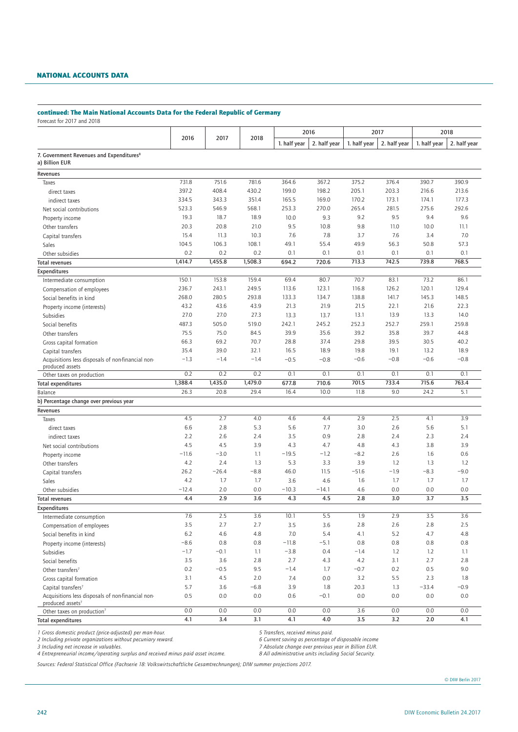## continued: The Main National Accounts Data for the Federal Republic of Germany

Forecast for 2017 and 2018

| | 2016 | 2017 | 2018 | 2016 | | 2017 | | 2018 | |
|---|---|---|---|---|---|---|---|---|---|
| | | | | 1. half year | 2. half year | 1. half year | 2. half year | 1. half year | 2. half year |
| **7. Government Revenues and Expenditures[8]** | | | | | | | | | |
| **a) Billion EUR** | | | | | | | | | |
| **Revenues** | | | | | | | | | |
| Taxes | 731.8 | 751.6 | 781.6 | 364.6 | 367.2 | 375.2 | 376.4 | 390.7 | 390.9 |
| direct taxes | 397.2 | 408.4 | 430.2 | 199.0 | 198.2 | 205.1 | 203.3 | 216.6 | 213.6 |
| indirect taxes | 334.5 | 343.3 | 351.4 | 165.5 | 169.0 | 170.2 | 173.1 | 174.1 | 177.3 |
| Net social contributions | 523.3 | 546.9 | 568.1 | 253.3 | 270.0 | 265.4 | 281.5 | 275.6 | 292.6 |
| Property income | 19.3 | 18.7 | 18.9 | 10.0 | 9.3 | 9.2 | 9.5 | 9.4 | 9.6 |
| Other transfers | 20.3 | 20.8 | 21.0 | 9.5 | 10.8 | 9.8 | 11.0 | 10.0 | 11.1 |
| Capital transfers | 15.4 | 11.3 | 10.3 | 7.6 | 7.8 | 3.7 | 7.6 | 3.4 | 7.0 |
| Sales | 104.5 | 106.3 | 108.1 | 49.1 | 55.4 | 49.9 | 56.3 | 50.8 | 57.3 |
| Other subsidies | 0.2 | 0.2 | 0.2 | 0.1 | 0.1 | 0.1 | 0.1 | 0.1 | 0.1 |
| **Total revenues** | 1,414.7 | 1,455.8 | 1,508.3 | 694.2 | 720.6 | 713.3 | 742.5 | 739.8 | 768.5 |
| **Expenditures** | | | | | | | | | |
| Intermediate consumption | 150.1 | 153.8 | 159.4 | 69.4 | 80.7 | 70.7 | 83.1 | 73.2 | 86.1 |
| Compensation of employees | 236.7 | 243.1 | 249.5 | 113.6 | 123.1 | 116.8 | 126.2 | 120.1 | 129.4 |
| Social benefits in kind | 268.0 | 280.5 | 293.8 | 133.3 | 134.7 | 138.8 | 141.7 | 145.3 | 148.5 |
| Property income (interests) | 43.2 | 43.6 | 43.9 | 21.3 | 21.9 | 21.5 | 22.1 | 21.6 | 22.3 |
| Subsidies | 27.0 | 27.0 | 27.3 | 13.3 | 13.7 | 13.1 | 13.9 | 13.3 | 14.0 |
| Social benefits | 487.3 | 505.0 | 519.0 | 242.1 | 245.2 | 252.3 | 252.7 | 259.1 | 259.8 |
| Other transfers | 75.5 | 75.0 | 84.5 | 39.9 | 35.6 | 39.2 | 35.8 | 39.7 | 44.8 |
| Gross capital formation | 66.3 | 69.2 | 70.7 | 28.8 | 37.4 | 29.8 | 39.5 | 30.5 | 40.2 |
| Capital transfers | 35.4 | 39.0 | 32.1 | 16.5 | 18.9 | 19.8 | 19.1 | 13.2 | 18.9 |
| Acquisitions less disposals of non-financial non-produced assets | −1.3 | −1.4 | −1.4 | −0.5 | −0.8 | −0.6 | −0.8 | −0.6 | −0.8 |
| Other taxes on production | 0.2 | 0.2 | 0.2 | 0.1 | 0.1 | 0.1 | 0.1 | 0.1 | 0.1 |
| **Total expenditures** | 1,388.4 | 1,435.0 | 1,479.0 | 677.8 | 710.6 | 701.5 | 733.4 | 715.6 | 763.4 |
| Balance | 26.3 | 20.8 | 29.4 | 16.4 | 10.0 | 11.8 | 9.0 | 24.2 | 5.1 |
| **b) Percentage change over previous year** | | | | | | | | | |
| **Revenues** | | | | | | | | | |
| Taxes | 4.5 | 2.7 | 4.0 | 4.6 | 4.4 | 2.9 | 2.5 | 4.1 | 3.9 |
| direct taxes | 6.6 | 2.8 | 5.3 | 5.6 | 7.7 | 3.0 | 2.6 | 5.6 | 5.1 |
| indirect taxes | 2.2 | 2.6 | 2.4 | 3.5 | 0.9 | 2.8 | 2.4 | 2.3 | 2.4 |
| Net social contributions | 4.5 | 4.5 | 3.9 | 4.3 | 4.7 | 4.8 | 4.3 | 3.8 | 3.9 |
| Property income | −11.6 | −3.0 | 1.1 | −19.5 | −1.2 | −8.2 | 2.6 | 1.6 | 0.6 |
| Other transfers | 4.2 | 2.4 | 1.3 | 5.3 | 3.3 | 3.9 | 1.2 | 1.3 | 1.2 |
| Capital transfers | 26.2 | −26.4 | −8.8 | 46.0 | 11.5 | −51.6 | −1.9 | −8.3 | −9.0 |
| Sales | 4.2 | 1.7 | 1.7 | 3.6 | 4.6 | 1.6 | 1.7 | 1.7 | 1.7 |
| Other subsidies | −12.4 | 2.0 | 0.0 | −10.3 | −14.1 | 4.6 | 0.0 | 0.0 | 0.0 |
| **Total revenues** | 4.4 | 2.9 | 3.6 | 4.3 | 4.5 | 2.8 | 3.0 | 3.7 | 3.5 |
| **Expenditures** | | | | | | | | | |
| Intermediate consumption | 7.6 | 2.5 | 3.6 | 10.1 | 5.5 | 1.9 | 2.9 | 3.5 | 3.6 |
| Compensation of employees | 3.5 | 2.7 | 2.7 | 3.5 | 3.6 | 2.8 | 2.6 | 2.8 | 2.5 |
| Social benefits in kind | 6.2 | 4.6 | 4.8 | 7.0 | 5.4 | 4.1 | 5.2 | 4.7 | 4.8 |
| Property income (interests) | −8.6 | 0.8 | 0.8 | −11.8 | −5.1 | 0.8 | 0.8 | 0.8 | 0.8 |
| Subsidies | −1.7 | −0.1 | 1.1 | −3.8 | 0.4 | −1.4 | 1.2 | 1.2 | 1.1 |
| Social benefits | 3.5 | 3.6 | 2.8 | 2.7 | 4.3 | 4.2 | 3.1 | 2.7 | 2.8 |
| Other transfers[7] | 0.2 | −0.5 | 9.5 | −1.4 | 1.7 | −0.7 | 0.2 | 0.5 | 9.0 |
| Gross capital formation | 3.1 | 4.5 | 2.0 | 7.4 | 0.0 | 3.2 | 5.5 | 2.3 | 1.8 |
| Capital transfers[7] | 5.7 | 3.6 | −6.8 | 3.9 | 1.8 | 20.3 | 1.3 | −33.4 | −0.9 |
| Acquisitions less disposals of non-financial non-produced assets[7] | 0.5 | 0.0 | 0.0 | 0.6 | −0.1 | 0.0 | 0.0 | 0.0 | 0.0 |
| Other taxes on production[7] | 0.0 | 0.0 | 0.0 | 0.0 | 0.0 | 3.6 | 0.0 | 0.0 | 0.0 |
| **Total expenditures** | 4.1 | 3.4 | 3.1 | 4.1 | 4.0 | 3.5 | 3.2 | 2.0 | 4.1 |

*1 Gross domestic product (price-adjusted) per man-hour.*
*2 Including private organizations without pecuniary reward.*
*3 Including net increase in valuables.*
*4 Entrepreneurial income/operating surplus and received minus paid asset income.*
*5 Transfers, received minus paid.*
*6 Current saving as percentage of disposable income*
*7 Absolute change over previous year in Billion EUR.*
*8 All administrative units including Social Security.*

*Sources: Federal Statistical Office (Fachserie 18: Volkswirtschaftliche Gesamtrechnungen); DIW summer projections 2017.*

© DIW Berlin 2017